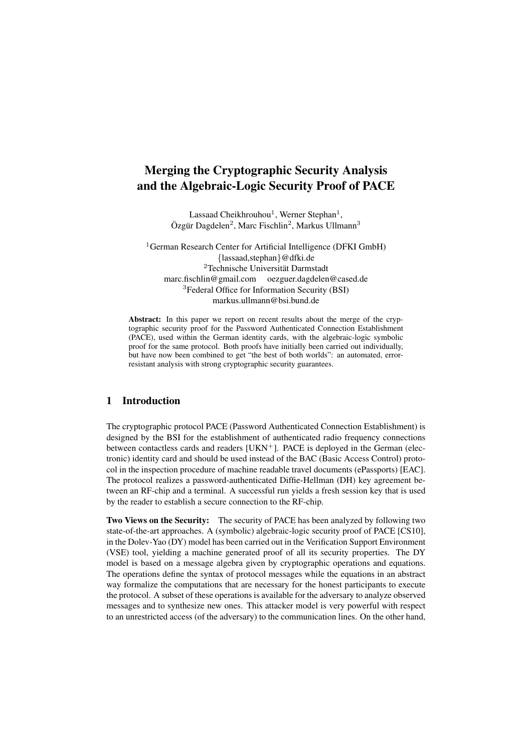# Merging the Cryptographic Security Analysis and the Algebraic-Logic Security Proof of PACE

Lassaad Cheikhrouhou[1], Werner Stephan[1],
Özgür Dagdelen[2], Marc Fischlin[2], Markus Ullmann[3]

[1]German Research Center for Artificial Intelligence (DFKI GmbH)
{lassaad,stephan}@dfki.de
[2]Technische Universität Darmstadt
marc.fischlin@gmail.com oezguer.dagdelen@cased.de
[3]Federal Office for Information Security (BSI)
markus.ullmann@bsi.bund.de

**Abstract:** In this paper we report on recent results about the merge of the cryptographic security proof for the Password Authenticated Connection Establishment (PACE), used within the German identity cards, with the algebraic-logic symbolic proof for the same protocol. Both proofs have initially been carried out individually, but have now been combined to get "the best of both worlds": an automated, error-resistant analysis with strong cryptographic security guarantees.

## 1 Introduction

The cryptographic protocol PACE (Password Authenticated Connection Establishment) is designed by the BSI for the establishment of authenticated radio frequency connections between contactless cards and readers [UKN+]. PACE is deployed in the German (electronic) identity card and should be used instead of the BAC (Basic Access Control) protocol in the inspection procedure of machine readable travel documents (ePassports) [EAC]. The protocol realizes a password-authenticated Diffie-Hellman (DH) key agreement between an RF-chip and a terminal. A successful run yields a fresh session key that is used by the reader to establish a secure connection to the RF-chip.

**Two Views on the Security:** The security of PACE has been analyzed by following two state-of-the-art approaches. A (symbolic) algebraic-logic security proof of PACE [CS10], in the Dolev-Yao (DY) model has been carried out in the Verification Support Environment (VSE) tool, yielding a machine generated proof of all its security properties. The DY model is based on a message algebra given by cryptographic operations and equations. The operations define the syntax of protocol messages while the equations in an abstract way formalize the computations that are necessary for the honest participants to execute the protocol. A subset of these operations is available for the adversary to analyze observed messages and to synthesize new ones. This attacker model is very powerful with respect to an unrestricted access (of the adversary) to the communication lines. On the other hand,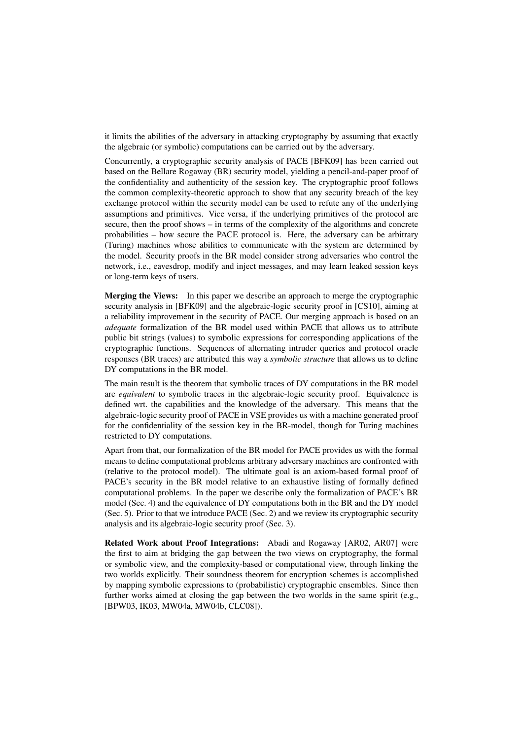it limits the abilities of the adversary in attacking cryptography by assuming that exactly the algebraic (or symbolic) computations can be carried out by the adversary.

Concurrently, a cryptographic security analysis of PACE [BFK09] has been carried out based on the Bellare Rogaway (BR) security model, yielding a pencil-and-paper proof of the confidentiality and authenticity of the session key. The cryptographic proof follows the common complexity-theoretic approach to show that any security breach of the key exchange protocol within the security model can be used to refute any of the underlying assumptions and primitives. Vice versa, if the underlying primitives of the protocol are secure, then the proof shows – in terms of the complexity of the algorithms and concrete probabilities – how secure the PACE protocol is. Here, the adversary can be arbitrary (Turing) machines whose abilities to communicate with the system are determined by the model. Security proofs in the BR model consider strong adversaries who control the network, i.e., eavesdrop, modify and inject messages, and may learn leaked session keys or long-term keys of users.

**Merging the Views:** In this paper we describe an approach to merge the cryptographic security analysis in [BFK09] and the algebraic-logic security proof in [CS10], aiming at a reliability improvement in the security of PACE. Our merging approach is based on an *adequate* formalization of the BR model used within PACE that allows us to attribute public bit strings (values) to symbolic expressions for corresponding applications of the cryptographic functions. Sequences of alternating intruder queries and protocol oracle responses (BR traces) are attributed this way a *symbolic structure* that allows us to define DY computations in the BR model.

The main result is the theorem that symbolic traces of DY computations in the BR model are *equivalent* to symbolic traces in the algebraic-logic security proof. Equivalence is defined wrt. the capabilities and the knowledge of the adversary. This means that the algebraic-logic security proof of PACE in VSE provides us with a machine generated proof for the confidentiality of the session key in the BR-model, though for Turing machines restricted to DY computations.

Apart from that, our formalization of the BR model for PACE provides us with the formal means to define computational problems arbitrary adversary machines are confronted with (relative to the protocol model). The ultimate goal is an axiom-based formal proof of PACE's security in the BR model relative to an exhaustive listing of formally defined computational problems. In the paper we describe only the formalization of PACE's BR model (Sec. 4) and the equivalence of DY computations both in the BR and the DY model (Sec. 5). Prior to that we introduce PACE (Sec. 2) and we review its cryptographic security analysis and its algebraic-logic security proof (Sec. 3).

**Related Work about Proof Integrations:** Abadi and Rogaway [AR02, AR07] were the first to aim at bridging the gap between the two views on cryptography, the formal or symbolic view, and the complexity-based or computational view, through linking the two worlds explicitly. Their soundness theorem for encryption schemes is accomplished by mapping symbolic expressions to (probabilistic) cryptographic ensembles. Since then further works aimed at closing the gap between the two worlds in the same spirit (e.g., [BPW03, IK03, MW04a, MW04b, CLC08]).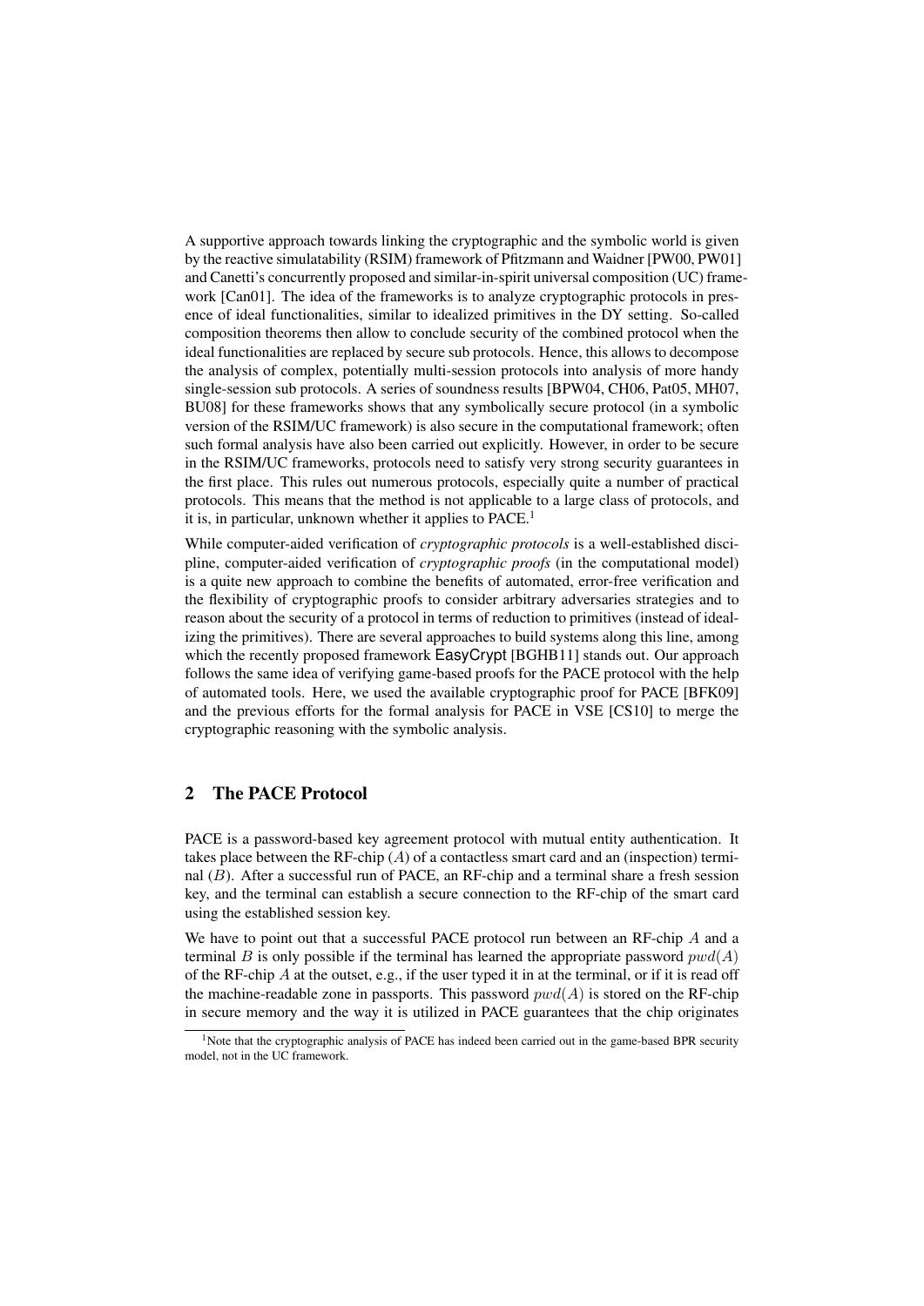A supportive approach towards linking the cryptographic and the symbolic world is given by the reactive simulatability (RSIM) framework of Pfitzmann and Waidner [PW00, PW01] and Canetti's concurrently proposed and similar-in-spirit universal composition (UC) framework [Can01]. The idea of the frameworks is to analyze cryptographic protocols in presence of ideal functionalities, similar to idealized primitives in the DY setting. So-called composition theorems then allow to conclude security of the combined protocol when the ideal functionalities are replaced by secure sub protocols. Hence, this allows to decompose the analysis of complex, potentially multi-session protocols into analysis of more handy single-session sub protocols. A series of soundness results [BPW04, CH06, Pat05, MH07, BU08] for these frameworks shows that any symbolically secure protocol (in a symbolic version of the RSIM/UC framework) is also secure in the computational framework; often such formal analysis have also been carried out explicitly. However, in order to be secure in the RSIM/UC frameworks, protocols need to satisfy very strong security guarantees in the first place. This rules out numerous protocols, especially quite a number of practical protocols. This means that the method is not applicable to a large class of protocols, and it is, in particular, unknown whether it applies to PACE.[1]

While computer-aided verification of *cryptographic protocols* is a well-established discipline, computer-aided verification of *cryptographic proofs* (in the computational model) is a quite new approach to combine the benefits of automated, error-free verification and the flexibility of cryptographic proofs to consider arbitrary adversaries strategies and to reason about the security of a protocol in terms of reduction to primitives (instead of idealizing the primitives). There are several approaches to build systems along this line, among which the recently proposed framework EasyCrypt [BGHB11] stands out. Our approach follows the same idea of verifying game-based proofs for the PACE protocol with the help of automated tools. Here, we used the available cryptographic proof for PACE [BFK09] and the previous efforts for the formal analysis for PACE in VSE [CS10] to merge the cryptographic reasoning with the symbolic analysis.

## 2 The PACE Protocol

PACE is a password-based key agreement protocol with mutual entity authentication. It takes place between the RF-chip ($A$) of a contactless smart card and an (inspection) terminal ($B$). After a successful run of PACE, an RF-chip and a terminal share a fresh session key, and the terminal can establish a secure connection to the RF-chip of the smart card using the established session key.

We have to point out that a successful PACE protocol run between an RF-chip $A$ and a terminal $B$ is only possible if the terminal has learned the appropriate password $pwd(A)$ of the RF-chip $A$ at the outset, e.g., if the user typed it in at the terminal, or if it is read off the machine-readable zone in passports. This password $pwd(A)$ is stored on the RF-chip in secure memory and the way it is utilized in PACE guarantees that the chip originates

[1] Note that the cryptographic analysis of PACE has indeed been carried out in the game-based BPR security model, not in the UC framework.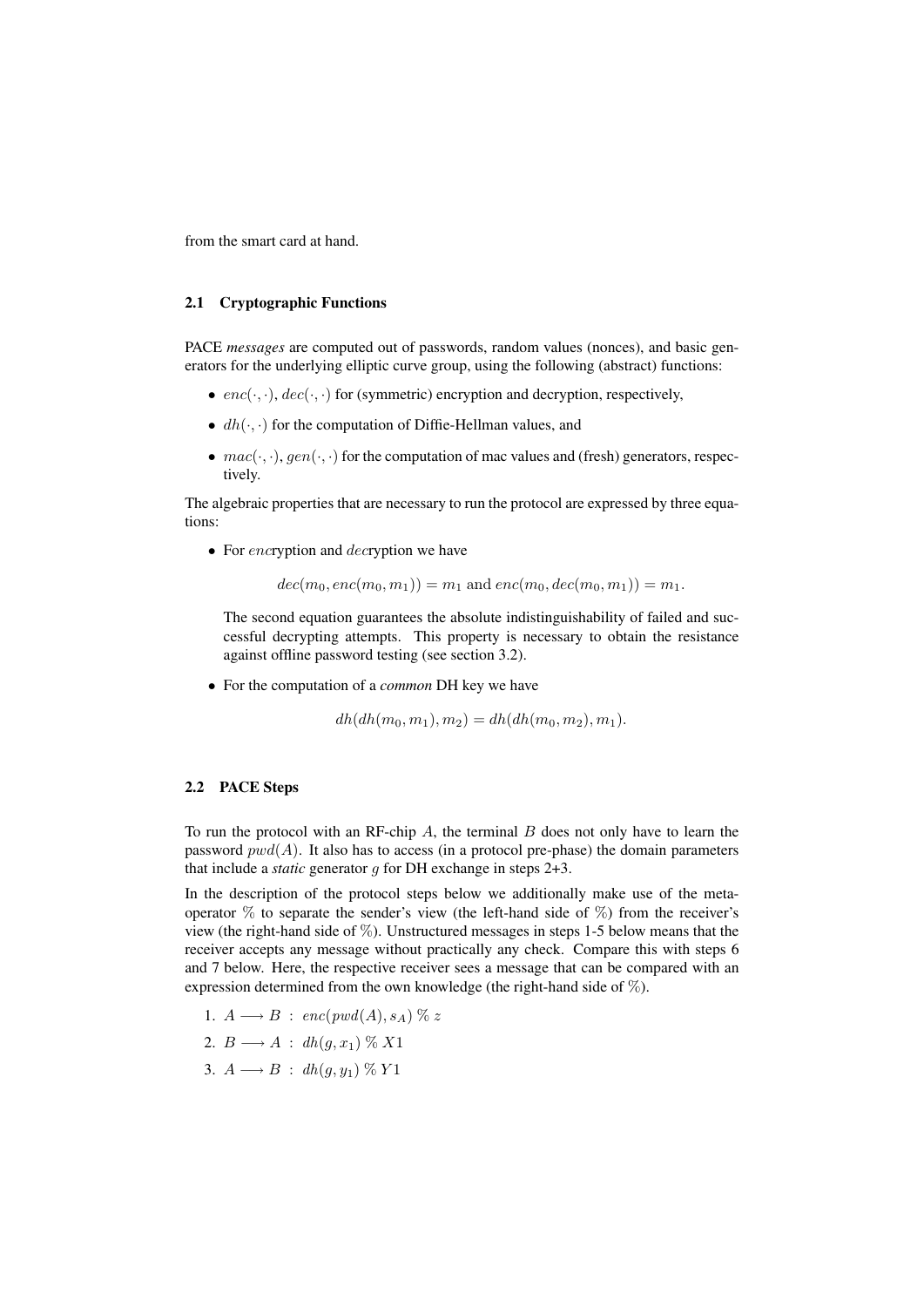from the smart card at hand.

### 2.1 Cryptographic Functions

PACE *messages* are computed out of passwords, random values (nonces), and basic generators for the underlying elliptic curve group, using the following (abstract) functions:

- $enc(\cdot,\cdot)$, $dec(\cdot,\cdot)$ for (symmetric) encryption and decryption, respectively,
- $dh(\cdot,\cdot)$ for the computation of Diffie-Hellman values, and
- $mac(\cdot,\cdot)$, $gen(\cdot,\cdot)$ for the computation of mac values and (fresh) generators, respectively.

The algebraic properties that are necessary to run the protocol are expressed by three equations:

- For $enc$ryption and $dec$ryption we have

  $$dec(m_0, enc(m_0, m_1)) = m_1 \text{ and } enc(m_0, dec(m_0, m_1)) = m_1.$$

  The second equation guarantees the absolute indistinguishability of failed and successful decrypting attempts. This property is necessary to obtain the resistance against offline password testing (see section 3.2).

- For the computation of a *common* DH key we have

  $$dh(dh(m_0, m_1), m_2) = dh(dh(m_0, m_2), m_1).$$

### 2.2 PACE Steps

To run the protocol with an RF-chip $A$, the terminal $B$ does not only have to learn the password $pwd(A)$. It also has to access (in a protocol pre-phase) the domain parameters that include a *static* generator $g$ for DH exchange in steps 2+3.

In the description of the protocol steps below we additionally make use of the meta-operator $\%$ to separate the sender's view (the left-hand side of $\%$) from the receiver's view (the right-hand side of $\%$). Unstructured messages in steps 1-5 below means that the receiver accepts any message without practically any check. Compare this with steps 6 and 7 below. Here, the respective receiver sees a message that can be compared with an expression determined from the own knowledge (the right-hand side of $\%$).

1. $A \longrightarrow B \;:\; enc(pwd(A), s_A) \,\%\, z$
2. $B \longrightarrow A \;:\; dh(g, x_1) \,\%\, X1$
3. $A \longrightarrow B \;:\; dh(g, y_1) \,\%\, Y1$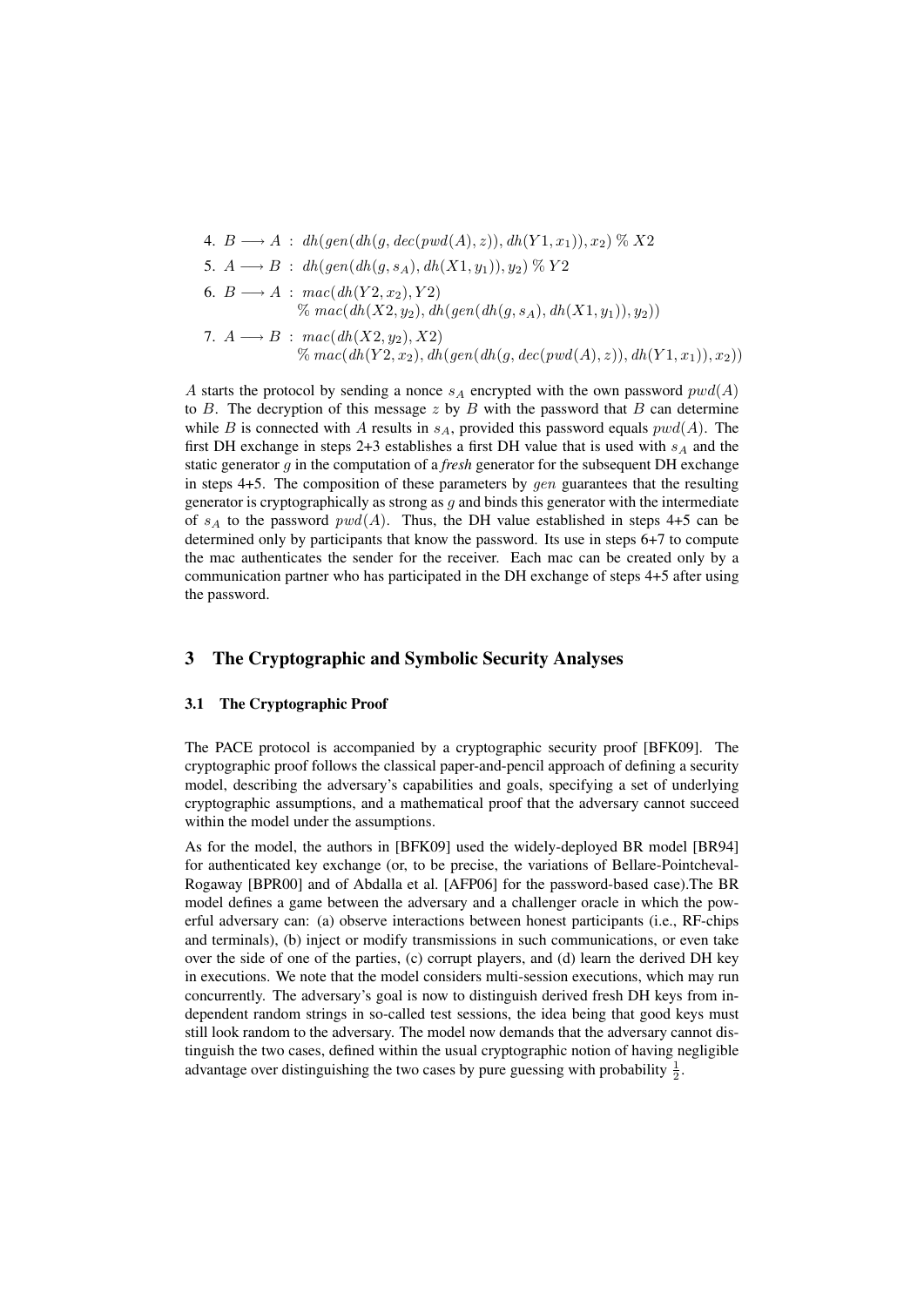4. $B \longrightarrow A$ : $dh(gen(dh(g, dec(pwd(A), z)), dh(Y1, x_1)), x_2) \,\%\, X2$
5. $A \longrightarrow B$ : $dh(gen(dh(g, s_A), dh(X1, y_1)), y_2) \,\%\, Y2$
6. $B \longrightarrow A$ : $mac(dh(Y2, x_2), Y2)$
   $\%\, mac(dh(X2, y_2), dh(gen(dh(g, s_A), dh(X1, y_1)), y_2))$
7. $A \longrightarrow B$ : $mac(dh(X2, y_2), X2)$
   $\%\, mac(dh(Y2, x_2), dh(gen(dh(g, dec(pwd(A), z)), dh(Y1, x_1)), x_2))$

$A$ starts the protocol by sending a nonce $s_A$ encrypted with the own password $pwd(A)$ to $B$. The decryption of this message $z$ by $B$ with the password that $B$ can determine while $B$ is connected with $A$ results in $s_A$, provided this password equals $pwd(A)$. The first DH exchange in steps 2+3 establishes a first DH value that is used with $s_A$ and the static generator $g$ in the computation of a *fresh* generator for the subsequent DH exchange in steps 4+5. The composition of these parameters by $gen$ guarantees that the resulting generator is cryptographically as strong as $g$ and binds this generator with the intermediate of $s_A$ to the password $pwd(A)$. Thus, the DH value established in steps 4+5 can be determined only by participants that know the password. Its use in steps 6+7 to compute the mac authenticates the sender for the receiver. Each mac can be created only by a communication partner who has participated in the DH exchange of steps 4+5 after using the password.

## 3 The Cryptographic and Symbolic Security Analyses

### 3.1 The Cryptographic Proof

The PACE protocol is accompanied by a cryptographic security proof [BFK09]. The cryptographic proof follows the classical paper-and-pencil approach of defining a security model, describing the adversary's capabilities and goals, specifying a set of underlying cryptographic assumptions, and a mathematical proof that the adversary cannot succeed within the model under the assumptions.

As for the model, the authors in [BFK09] used the widely-deployed BR model [BR94] for authenticated key exchange (or, to be precise, the variations of Bellare-Pointcheval-Rogaway [BPR00] and of Abdalla et al. [AFP06] for the password-based case).The BR model defines a game between the adversary and a challenger oracle in which the powerful adversary can: (a) observe interactions between honest participants (i.e., RF-chips and terminals), (b) inject or modify transmissions in such communications, or even take over the side of one of the parties, (c) corrupt players, and (d) learn the derived DH key in executions. We note that the model considers multi-session executions, which may run concurrently. The adversary's goal is now to distinguish derived fresh DH keys from independent random strings in so-called test sessions, the idea being that good keys must still look random to the adversary. The model now demands that the adversary cannot distinguish the two cases, defined within the usual cryptographic notion of having negligible advantage over distinguishing the two cases by pure guessing with probability $\frac{1}{2}$.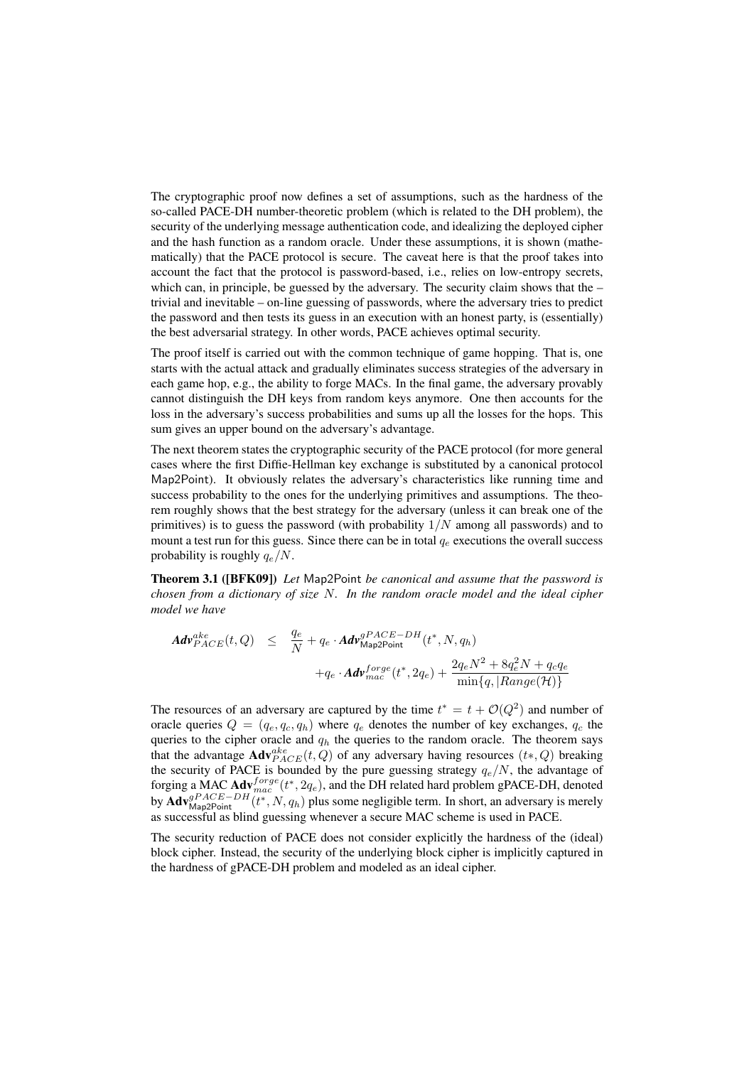The cryptographic proof now defines a set of assumptions, such as the hardness of the so-called PACE-DH number-theoretic problem (which is related to the DH problem), the security of the underlying message authentication code, and idealizing the deployed cipher and the hash function as a random oracle. Under these assumptions, it is shown (mathematically) that the PACE protocol is secure. The caveat here is that the proof takes into account the fact that the protocol is password-based, i.e., relies on low-entropy secrets, which can, in principle, be guessed by the adversary. The security claim shows that the – trivial and inevitable – on-line guessing of passwords, where the adversary tries to predict the password and then tests its guess in an execution with an honest party, is (essentially) the best adversarial strategy. In other words, PACE achieves optimal security.

The proof itself is carried out with the common technique of game hopping. That is, one starts with the actual attack and gradually eliminates success strategies of the adversary in each game hop, e.g., the ability to forge MACs. In the final game, the adversary provably cannot distinguish the DH keys from random keys anymore. One then accounts for the loss in the adversary's success probabilities and sums up all the losses for the hops. This sum gives an upper bound on the adversary's advantage.

The next theorem states the cryptographic security of the PACE protocol (for more general cases where the first Diffie-Hellman key exchange is substituted by a canonical protocol Map2Point). It obviously relates the adversary's characteristics like running time and success probability to the ones for the underlying primitives and assumptions. The theorem roughly shows that the best strategy for the adversary (unless it can break one of the primitives) is to guess the password (with probability $1/N$ among all passwords) and to mount a test run for this guess. Since there can be in total $q_e$ executions the overall success probability is roughly $q_e/N$.

**Theorem 3.1 ([BFK09])** *Let* Map2Point *be canonical and assume that the password is chosen from a dictionary of size $N$. In the random oracle model and the ideal cipher model we have*

$$\begin{aligned}\textbf{\textit{Adv}}^{ake}_{PACE}(t, Q) \quad \leq \quad & \frac{q_e}{N} + q_e \cdot \textbf{\textit{Adv}}^{gPACE-DH}_{\mathsf{Map2Point}}(t^*, N, q_h) \\ & + q_e \cdot \textbf{\textit{Adv}}^{forge}_{mac}(t^*, 2q_e) + \frac{2q_e N^2 + 8q_e^2 N + q_c q_e}{\min\{q, |Range(\mathcal{H})\}}\end{aligned}$$

The resources of an adversary are captured by the time $t^* = t + \mathcal{O}(Q^2)$ and number of oracle queries $Q = (q_e, q_c, q_h)$ where $q_e$ denotes the number of key exchanges, $q_c$ the queries to the cipher oracle and $q_h$ the queries to the random oracle. The theorem says that the advantage $\mathbf{Adv}^{ake}_{PACE}(t, Q)$ of any adversary having resources $(t*, Q)$ breaking the security of PACE is bounded by the pure guessing strategy $q_e/N$, the advantage of forging a MAC $\mathbf{Adv}^{forge}_{mac}(t^*, 2q_e)$, and the DH related hard problem gPACE-DH, denoted by $\mathbf{Adv}^{gPACE-DH}_{\mathsf{Map2Point}}(t^*, N, q_h)$ plus some negligible term. In short, an adversary is merely as successful as blind guessing whenever a secure MAC scheme is used in PACE.

The security reduction of PACE does not consider explicitly the hardness of the (ideal) block cipher. Instead, the security of the underlying block cipher is implicitly captured in the hardness of gPACE-DH problem and modeled as an ideal cipher.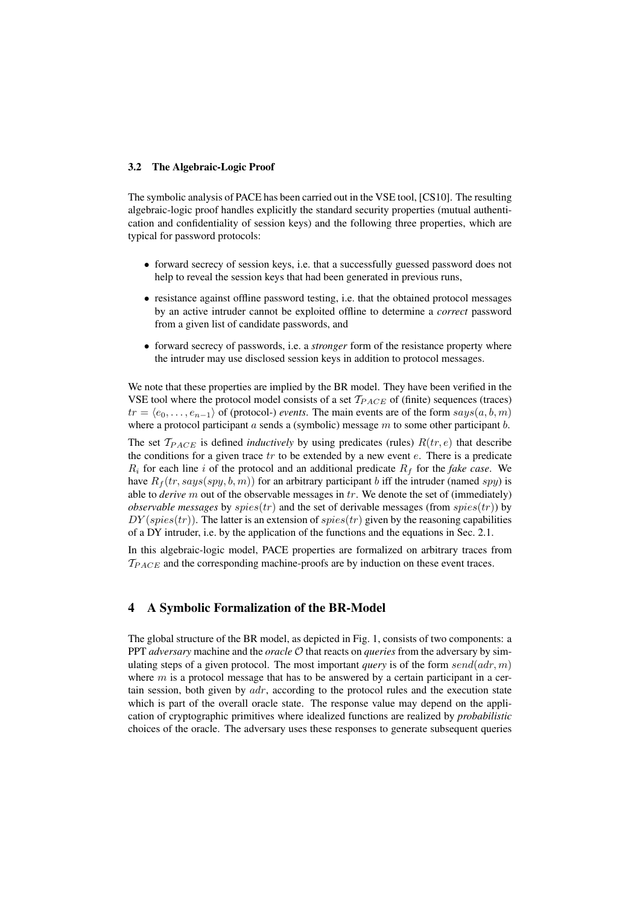### 3.2 The Algebraic-Logic Proof

The symbolic analysis of PACE has been carried out in the VSE tool, [CS10]. The resulting algebraic-logic proof handles explicitly the standard security properties (mutual authentication and confidentiality of session keys) and the following three properties, which are typical for password protocols:

- forward secrecy of session keys, i.e. that a successfully guessed password does not help to reveal the session keys that had been generated in previous runs,
- resistance against offline password testing, i.e. that the obtained protocol messages by an active intruder cannot be exploited offline to determine a *correct* password from a given list of candidate passwords, and
- forward secrecy of passwords, i.e. a *stronger* form of the resistance property where the intruder may use disclosed session keys in addition to protocol messages.

We note that these properties are implied by the BR model. They have been verified in the VSE tool where the protocol model consists of a set $\mathcal{T}_{PACE}$ of (finite) sequences (traces) $tr = \langle e_0, \ldots, e_{n-1} \rangle$ of (protocol-) *events*. The main events are of the form $says(a, b, m)$ where a protocol participant $a$ sends a (symbolic) message $m$ to some other participant $b$.

The set $\mathcal{T}_{PACE}$ is defined *inductively* by using predicates (rules) $R(tr, e)$ that describe the conditions for a given trace $tr$ to be extended by a new event $e$. There is a predicate $R_i$ for each line $i$ of the protocol and an additional predicate $R_f$ for the *fake case*. We have $R_f(tr, says(spy, b, m))$ for an arbitrary participant $b$ iff the intruder (named $spy$) is able to *derive* $m$ out of the observable messages in $tr$. We denote the set of (immediately) *observable messages* by $spies(tr)$ and the set of derivable messages (from $spies(tr)$) by $DY(spies(tr))$. The latter is an extension of $spies(tr)$ given by the reasoning capabilities of a DY intruder, i.e. by the application of the functions and the equations in Sec. 2.1.

In this algebraic-logic model, PACE properties are formalized on arbitrary traces from $\mathcal{T}_{PACE}$ and the corresponding machine-proofs are by induction on these event traces.

## 4 A Symbolic Formalization of the BR-Model

The global structure of the BR model, as depicted in Fig. 1, consists of two components: a PPT *adversary* machine and the *oracle* $\mathcal{O}$ that reacts on *queries* from the adversary by simulating steps of a given protocol. The most important *query* is of the form $send(adr, m)$ where $m$ is a protocol message that has to be answered by a certain participant in a certain session, both given by $adr$, according to the protocol rules and the execution state which is part of the overall oracle state. The response value may depend on the application of cryptographic primitives where idealized functions are realized by *probabilistic* choices of the oracle. The adversary uses these responses to generate subsequent queries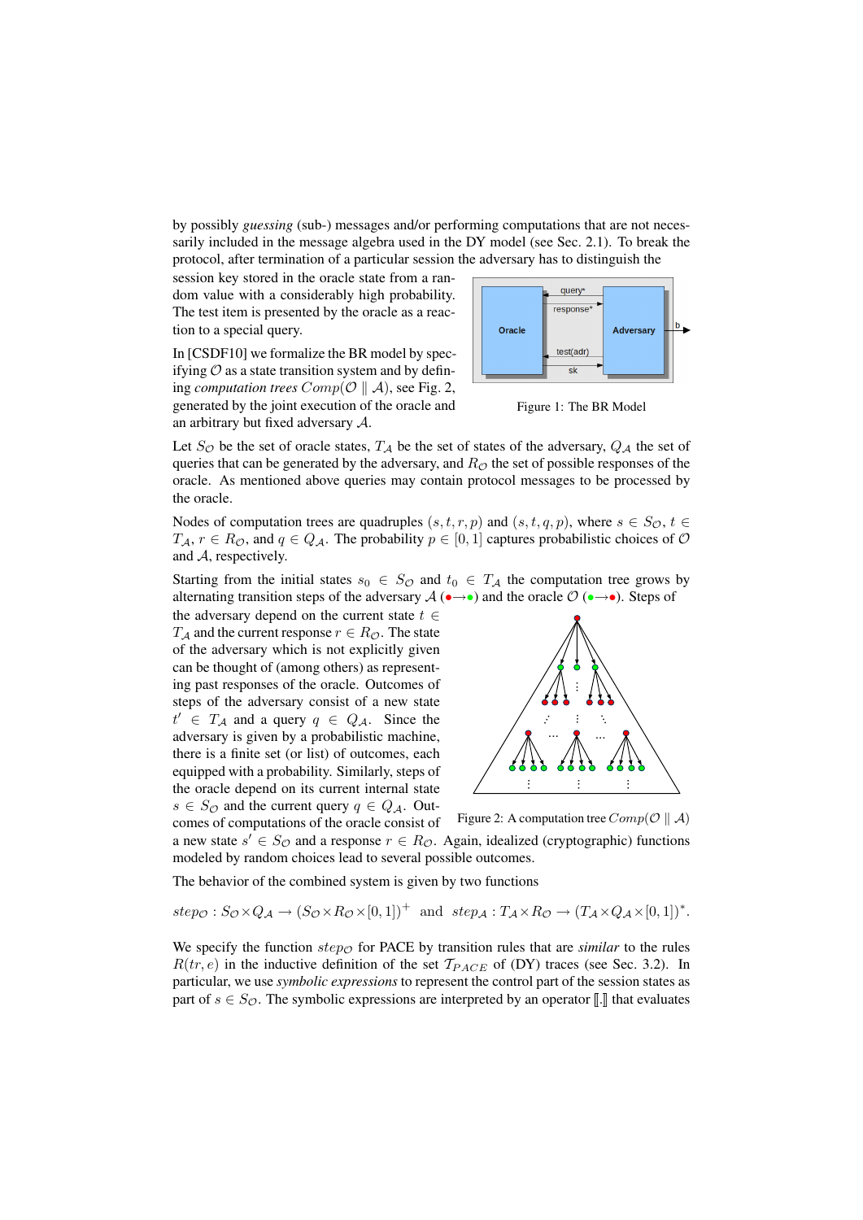by possibly *guessing* (sub-) messages and/or performing computations that are not necessarily included in the message algebra used in the DY model (see Sec. 2.1). To break the protocol, after termination of a particular session the adversary has to distinguish the session key stored in the oracle state from a random value with a considerably high probability. The test item is presented by the oracle as a reaction to a special query.

Figure 1: The BR Model

In [CSDF10] we formalize the BR model by specifying $\mathcal{O}$ as a state transition system and by defining *computation trees* $Comp(\mathcal{O} \parallel \mathcal{A})$, see Fig. 2, generated by the joint execution of the oracle and an arbitrary but fixed adversary $\mathcal{A}$.

Let $S_\mathcal{O}$ be the set of oracle states, $T_\mathcal{A}$ be the set of states of the adversary, $Q_\mathcal{A}$ the set of queries that can be generated by the adversary, and $R_\mathcal{O}$ the set of possible responses of the oracle. As mentioned above queries may contain protocol messages to be processed by the oracle.

Nodes of computation trees are quadruples $(s, t, r, p)$ and $(s, t, q, p)$, where $s \in S_\mathcal{O}$, $t \in T_\mathcal{A}$, $r \in R_\mathcal{O}$, and $q \in Q_\mathcal{A}$. The probability $p \in [0, 1]$ captures probabilistic choices of $\mathcal{O}$ and $\mathcal{A}$, respectively.

Starting from the initial states $s_0 \in S_\mathcal{O}$ and $t_0 \in T_\mathcal{A}$ the computation tree grows by alternating transition steps of the adversary $\mathcal{A}$ (•→•) and the oracle $\mathcal{O}$ (•→•). Steps of the adversary depend on the current state $t \in T_\mathcal{A}$ and the current response $r \in R_\mathcal{O}$. The state of the adversary which is not explicitly given can be thought of (among others) as representing past responses of the oracle. Outcomes of steps of the adversary consist of a new state $t' \in T_\mathcal{A}$ and a query $q \in Q_\mathcal{A}$. Since the adversary is given by a probabilistic machine, there is a finite set (or list) of outcomes, each equipped with a probability. Similarly, steps of the oracle depend on its current internal state $s \in S_\mathcal{O}$ and the current query $q \in Q_\mathcal{A}$. Outcomes of computations of the oracle consist of a new state $s' \in S_\mathcal{O}$ and a response $r \in R_\mathcal{O}$. Again, idealized (cryptographic) functions modeled by random choices lead to several possible outcomes.

Figure 2: A computation tree $Comp(\mathcal{O} \parallel \mathcal{A})$

The behavior of the combined system is given by two functions

$$step_\mathcal{O} : S_\mathcal{O} \times Q_\mathcal{A} \to (S_\mathcal{O} \times R_\mathcal{O} \times [0, 1])^+ \quad \text{and} \quad step_\mathcal{A} : T_\mathcal{A} \times R_\mathcal{O} \to (T_\mathcal{A} \times Q_\mathcal{A} \times [0, 1])^*.$$

We specify the function $step_\mathcal{O}$ for PACE by transition rules that are *similar* to the rules $R(tr, e)$ in the inductive definition of the set $\mathcal{T}_{PACE}$ of (DY) traces (see Sec. 3.2). In particular, we use *symbolic expressions* to represent the control part of the session states as part of $s \in S_\mathcal{O}$. The symbolic expressions are interpreted by an operator $[\![.]\!]$ that evaluates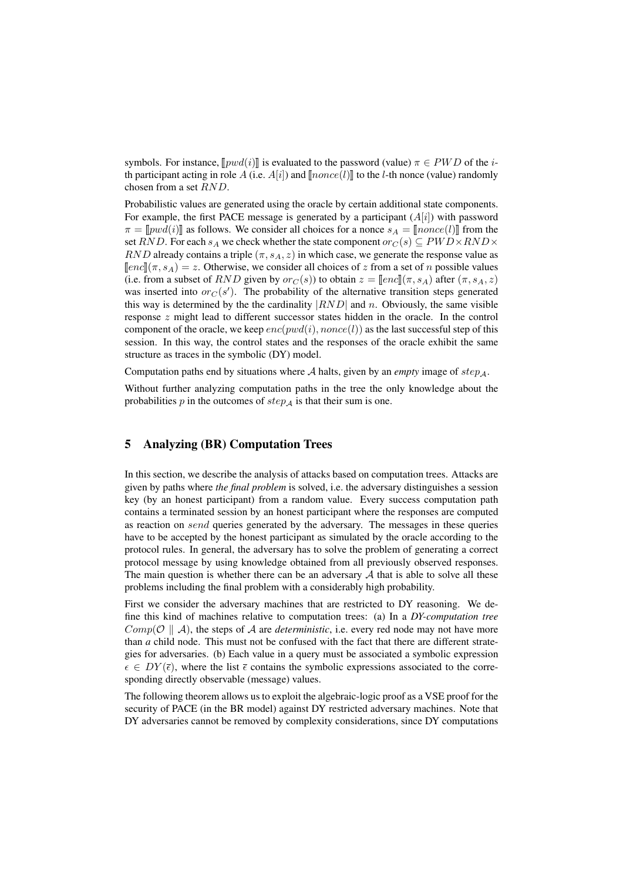symbols. For instance, $[\![pwd(i)]\!]$ is evaluated to the password (value) $\pi \in PWD$ of the $i$-th participant acting in role $A$ (i.e. $A[i]$) and $[\![nonce(l)]\!]$ to the $l$-th nonce (value) randomly chosen from a set $RND$.

Probabilistic values are generated using the oracle by certain additional state components. For example, the first PACE message is generated by a participant ($A[i]$) with password $\pi = [\![pwd(i)]\!]$ as follows. We consider all choices for a nonce $s_A = [\![nonce(l)]\!]$ from the set $RND$. For each $s_A$ we check whether the state component $or_C(s) \subseteq PWD \times RND \times RND$ already contains a triple $(\pi, s_A, z)$ in which case, we generate the response value as $[\![enc]\!](\pi, s_A) = z$. Otherwise, we consider all choices of $z$ from a set of $n$ possible values (i.e. from a subset of $RND$ given by $or_C(s)$) to obtain $z = [\![enc]\!](\pi, s_A)$ after $(\pi, s_A, z)$ was inserted into $or_C(s')$. The probability of the alternative transition steps generated this way is determined by the the cardinality $|RND|$ and $n$. Obviously, the same visible response $z$ might lead to different successor states hidden in the oracle. In the control component of the oracle, we keep $enc(pwd(i), nonce(l))$ as the last successful step of this session. In this way, the control states and the responses of the oracle exhibit the same structure as traces in the symbolic (DY) model.

Computation paths end by situations where $\mathcal{A}$ halts, given by an *empty* image of $step_{\mathcal{A}}$.

Without further analyzing computation paths in the tree the only knowledge about the probabilities $p$ in the outcomes of $step_{\mathcal{A}}$ is that their sum is one.

## 5 Analyzing (BR) Computation Trees

In this section, we describe the analysis of attacks based on computation trees. Attacks are given by paths where *the final problem* is solved, i.e. the adversary distinguishes a session key (by an honest participant) from a random value. Every success computation path contains a terminated session by an honest participant where the responses are computed as reaction on $send$ queries generated by the adversary. The messages in these queries have to be accepted by the honest participant as simulated by the oracle according to the protocol rules. In general, the adversary has to solve the problem of generating a correct protocol message by using knowledge obtained from all previously observed responses. The main question is whether there can be an adversary $\mathcal{A}$ that is able to solve all these problems including the final problem with a considerably high probability.

First we consider the adversary machines that are restricted to DY reasoning. We define this kind of machines relative to computation trees: (a) In a *DY-computation tree* $Comp(\mathcal{O} \parallel \mathcal{A})$, the steps of $\mathcal{A}$ are *deterministic*, i.e. every red node may not have more than *a* child node. This must not be confused with the fact that there are different strategies for adversaries. (b) Each value in a query must be associated a symbolic expression $\epsilon \in DY(\overline{\epsilon})$, where the list $\overline{\epsilon}$ contains the symbolic expressions associated to the corresponding directly observable (message) values.

The following theorem allows us to exploit the algebraic-logic proof as a VSE proof for the security of PACE (in the BR model) against DY restricted adversary machines. Note that DY adversaries cannot be removed by complexity considerations, since DY computations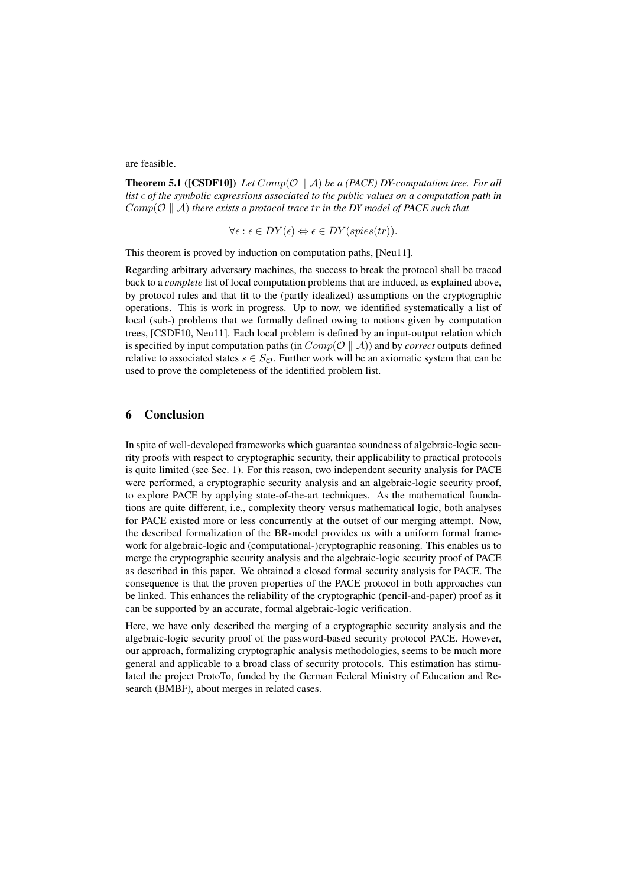are feasible.

**Theorem 5.1 ([CSDF10])** *Let $Comp(\mathcal{O} \parallel \mathcal{A})$ be a (PACE) DY-computation tree. For all list $\overline{\epsilon}$ of the symbolic expressions associated to the public values on a computation path in $Comp(\mathcal{O} \parallel \mathcal{A})$ there exists a protocol trace $tr$ in the DY model of PACE such that*

$$\forall \epsilon : \epsilon \in DY(\overline{\epsilon}) \Leftrightarrow \epsilon \in DY(spies(tr)).$$

This theorem is proved by induction on computation paths, [Neu11].

Regarding arbitrary adversary machines, the success to break the protocol shall be traced back to a *complete* list of local computation problems that are induced, as explained above, by protocol rules and that fit to the (partly idealized) assumptions on the cryptographic operations. This is work in progress. Up to now, we identified systematically a list of local (sub-) problems that we formally defined owing to notions given by computation trees, [CSDF10, Neu11]. Each local problem is defined by an input-output relation which is specified by input computation paths (in $Comp(\mathcal{O} \parallel \mathcal{A})$) and by *correct* outputs defined relative to associated states $s \in S_{\mathcal{O}}$. Further work will be an axiomatic system that can be used to prove the completeness of the identified problem list.

## 6 Conclusion

In spite of well-developed frameworks which guarantee soundness of algebraic-logic security proofs with respect to cryptographic security, their applicability to practical protocols is quite limited (see Sec. 1). For this reason, two independent security analysis for PACE were performed, a cryptographic security analysis and an algebraic-logic security proof, to explore PACE by applying state-of-the-art techniques. As the mathematical foundations are quite different, i.e., complexity theory versus mathematical logic, both analyses for PACE existed more or less concurrently at the outset of our merging attempt. Now, the described formalization of the BR-model provides us with a uniform formal framework for algebraic-logic and (computational-)cryptographic reasoning. This enables us to merge the cryptographic security analysis and the algebraic-logic security proof of PACE as described in this paper. We obtained a closed formal security analysis for PACE. The consequence is that the proven properties of the PACE protocol in both approaches can be linked. This enhances the reliability of the cryptographic (pencil-and-paper) proof as it can be supported by an accurate, formal algebraic-logic verification.

Here, we have only described the merging of a cryptographic security analysis and the algebraic-logic security proof of the password-based security protocol PACE. However, our approach, formalizing cryptographic analysis methodologies, seems to be much more general and applicable to a broad class of security protocols. This estimation has stimulated the project ProtoTo, funded by the German Federal Ministry of Education and Research (BMBF), about merges in related cases.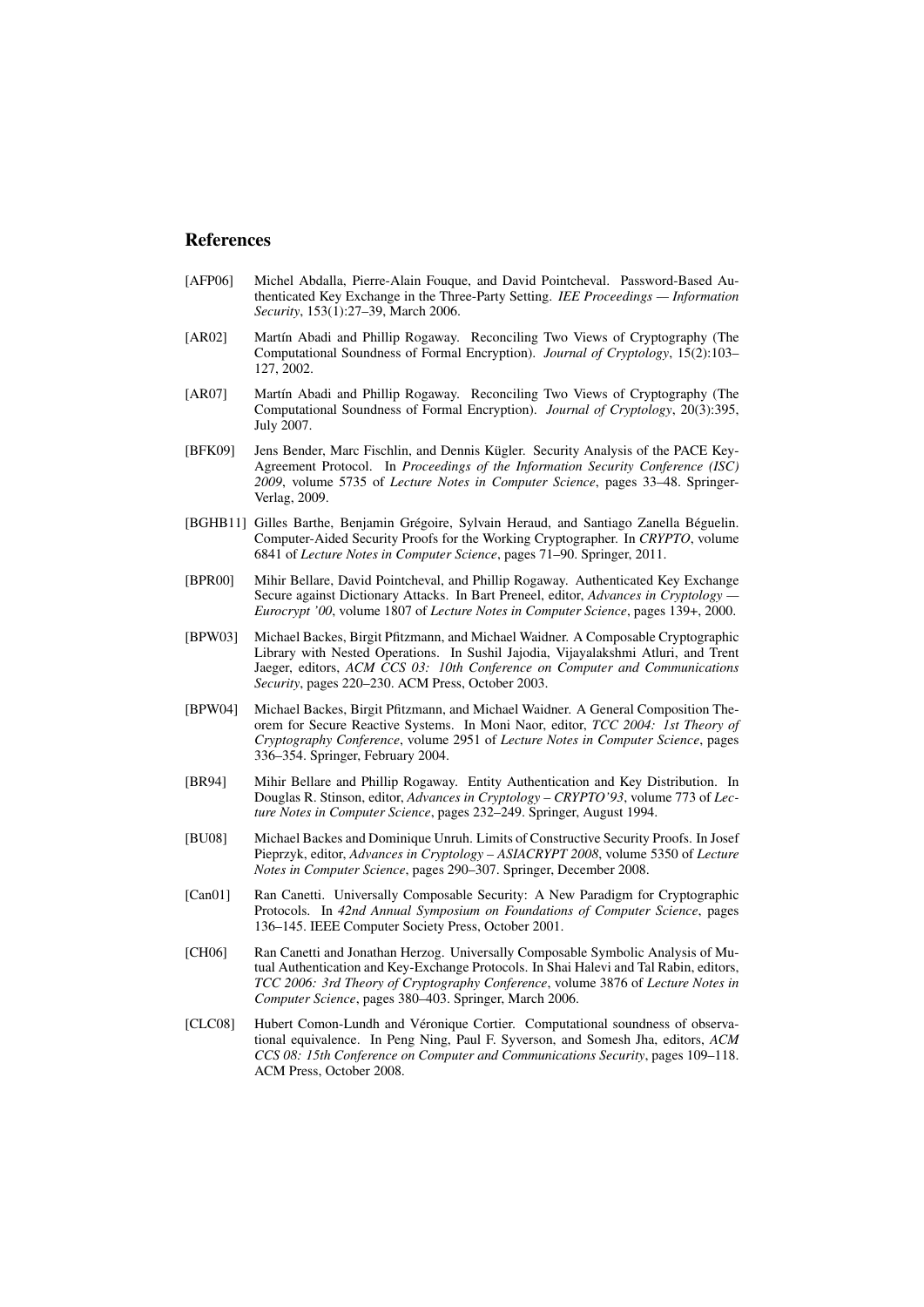## References

[AFP06] Michel Abdalla, Pierre-Alain Fouque, and David Pointcheval. Password-Based Authenticated Key Exchange in the Three-Party Setting. *IEE Proceedings — Information Security*, 153(1):27–39, March 2006.

[AR02] Martín Abadi and Phillip Rogaway. Reconciling Two Views of Cryptography (The Computational Soundness of Formal Encryption). *Journal of Cryptology*, 15(2):103–127, 2002.

[AR07] Martín Abadi and Phillip Rogaway. Reconciling Two Views of Cryptography (The Computational Soundness of Formal Encryption). *Journal of Cryptology*, 20(3):395, July 2007.

[BFK09] Jens Bender, Marc Fischlin, and Dennis Kügler. Security Analysis of the PACE Key-Agreement Protocol. In *Proceedings of the Information Security Conference (ISC) 2009*, volume 5735 of *Lecture Notes in Computer Science*, pages 33–48. Springer-Verlag, 2009.

[BGHB11] Gilles Barthe, Benjamin Grégoire, Sylvain Heraud, and Santiago Zanella Béguelin. Computer-Aided Security Proofs for the Working Cryptographer. In *CRYPTO*, volume 6841 of *Lecture Notes in Computer Science*, pages 71–90. Springer, 2011.

[BPR00] Mihir Bellare, David Pointcheval, and Phillip Rogaway. Authenticated Key Exchange Secure against Dictionary Attacks. In Bart Preneel, editor, *Advances in Cryptology — Eurocrypt '00*, volume 1807 of *Lecture Notes in Computer Science*, pages 139+, 2000.

[BPW03] Michael Backes, Birgit Pfitzmann, and Michael Waidner. A Composable Cryptographic Library with Nested Operations. In Sushil Jajodia, Vijayalakshmi Atluri, and Trent Jaeger, editors, *ACM CCS 03: 10th Conference on Computer and Communications Security*, pages 220–230. ACM Press, October 2003.

[BPW04] Michael Backes, Birgit Pfitzmann, and Michael Waidner. A General Composition Theorem for Secure Reactive Systems. In Moni Naor, editor, *TCC 2004: 1st Theory of Cryptography Conference*, volume 2951 of *Lecture Notes in Computer Science*, pages 336–354. Springer, February 2004.

[BR94] Mihir Bellare and Phillip Rogaway. Entity Authentication and Key Distribution. In Douglas R. Stinson, editor, *Advances in Cryptology – CRYPTO'93*, volume 773 of *Lecture Notes in Computer Science*, pages 232–249. Springer, August 1994.

[BU08] Michael Backes and Dominique Unruh. Limits of Constructive Security Proofs. In Josef Pieprzyk, editor, *Advances in Cryptology – ASIACRYPT 2008*, volume 5350 of *Lecture Notes in Computer Science*, pages 290–307. Springer, December 2008.

[Can01] Ran Canetti. Universally Composable Security: A New Paradigm for Cryptographic Protocols. In *42nd Annual Symposium on Foundations of Computer Science*, pages 136–145. IEEE Computer Society Press, October 2001.

[CH06] Ran Canetti and Jonathan Herzog. Universally Composable Symbolic Analysis of Mutual Authentication and Key-Exchange Protocols. In Shai Halevi and Tal Rabin, editors, *TCC 2006: 3rd Theory of Cryptography Conference*, volume 3876 of *Lecture Notes in Computer Science*, pages 380–403. Springer, March 2006.

[CLC08] Hubert Comon-Lundh and Véronique Cortier. Computational soundness of observational equivalence. In Peng Ning, Paul F. Syverson, and Somesh Jha, editors, *ACM CCS 08: 15th Conference on Computer and Communications Security*, pages 109–118. ACM Press, October 2008.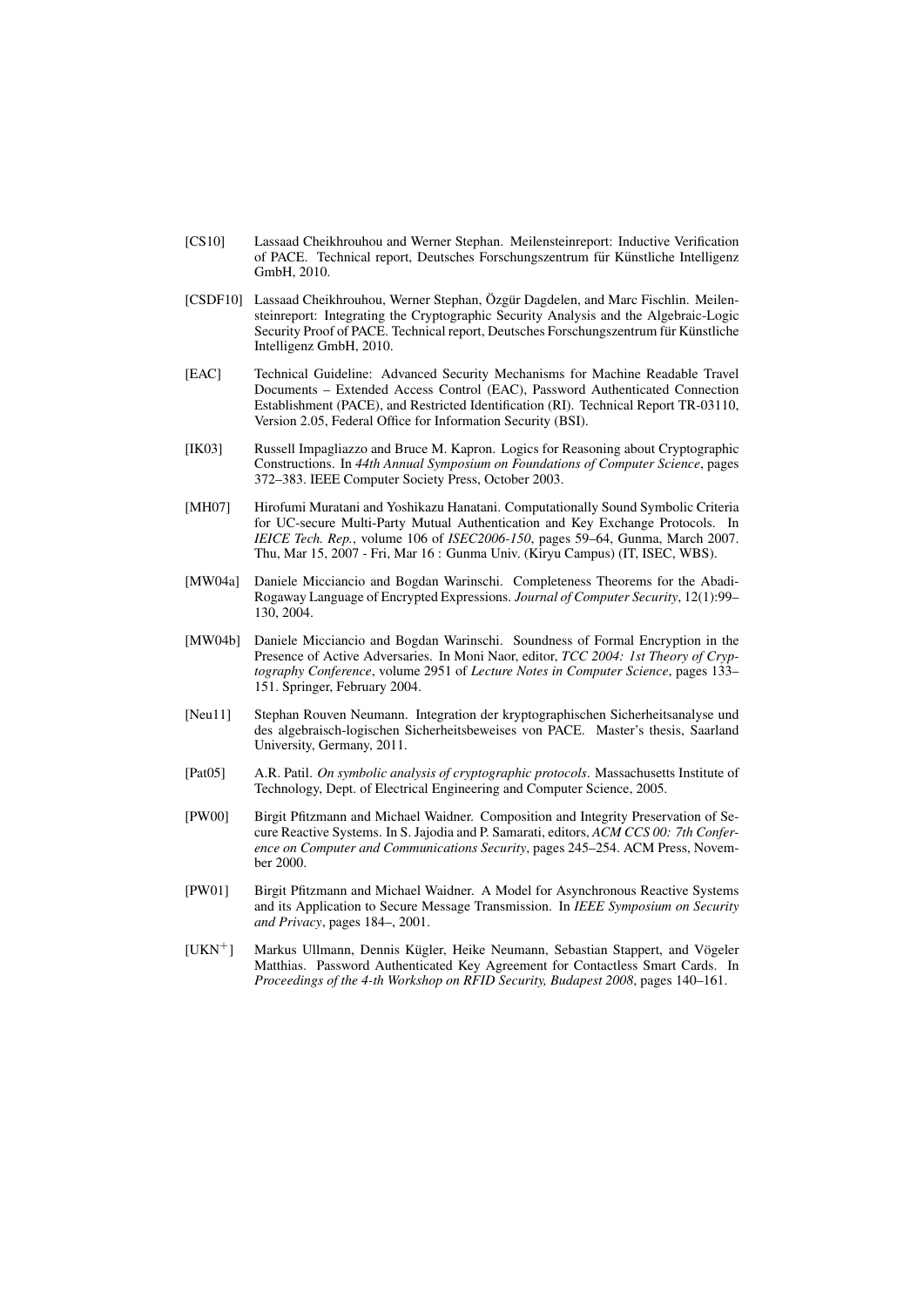[CS10] Lassaad Cheikhrouhou and Werner Stephan. Meilensteinreport: Inductive Verification of PACE. Technical report, Deutsches Forschungszentrum für Künstliche Intelligenz GmbH, 2010.

[CSDF10] Lassaad Cheikhrouhou, Werner Stephan, Özgür Dagdelen, and Marc Fischlin. Meilensteinreport: Integrating the Cryptographic Security Analysis and the Algebraic-Logic Security Proof of PACE. Technical report, Deutsches Forschungszentrum für Künstliche Intelligenz GmbH, 2010.

[EAC] Technical Guideline: Advanced Security Mechanisms for Machine Readable Travel Documents – Extended Access Control (EAC), Password Authenticated Connection Establishment (PACE), and Restricted Identification (RI). Technical Report TR-03110, Version 2.05, Federal Office for Information Security (BSI).

[IK03] Russell Impagliazzo and Bruce M. Kapron. Logics for Reasoning about Cryptographic Constructions. In *44th Annual Symposium on Foundations of Computer Science*, pages 372–383. IEEE Computer Society Press, October 2003.

[MH07] Hirofumi Muratani and Yoshikazu Hanatani. Computationally Sound Symbolic Criteria for UC-secure Multi-Party Mutual Authentication and Key Exchange Protocols. In *IEICE Tech. Rep.*, volume 106 of *ISEC2006-150*, pages 59–64, Gunma, March 2007. Thu, Mar 15, 2007 - Fri, Mar 16 : Gunma Univ. (Kiryu Campus) (IT, ISEC, WBS).

[MW04a] Daniele Micciancio and Bogdan Warinschi. Completeness Theorems for the Abadi-Rogaway Language of Encrypted Expressions. *Journal of Computer Security*, 12(1):99–130, 2004.

[MW04b] Daniele Micciancio and Bogdan Warinschi. Soundness of Formal Encryption in the Presence of Active Adversaries. In Moni Naor, editor, *TCC 2004: 1st Theory of Cryptography Conference*, volume 2951 of *Lecture Notes in Computer Science*, pages 133–151. Springer, February 2004.

[Neu11] Stephan Rouven Neumann. Integration der kryptographischen Sicherheitsanalyse und des algebraisch-logischen Sicherheitsbeweises von PACE. Master's thesis, Saarland University, Germany, 2011.

[Pat05] A.R. Patil. *On symbolic analysis of cryptographic protocols*. Massachusetts Institute of Technology, Dept. of Electrical Engineering and Computer Science, 2005.

[PW00] Birgit Pfitzmann and Michael Waidner. Composition and Integrity Preservation of Secure Reactive Systems. In S. Jajodia and P. Samarati, editors, *ACM CCS 00: 7th Conference on Computer and Communications Security*, pages 245–254. ACM Press, November 2000.

[PW01] Birgit Pfitzmann and Michael Waidner. A Model for Asynchronous Reactive Systems and its Application to Secure Message Transmission. In *IEEE Symposium on Security and Privacy*, pages 184–, 2001.

[UKN$^+$] Markus Ullmann, Dennis Kügler, Heike Neumann, Sebastian Stappert, and Vögeler Matthias. Password Authenticated Key Agreement for Contactless Smart Cards. In *Proceedings of the 4-th Workshop on RFID Security, Budapest 2008*, pages 140–161.